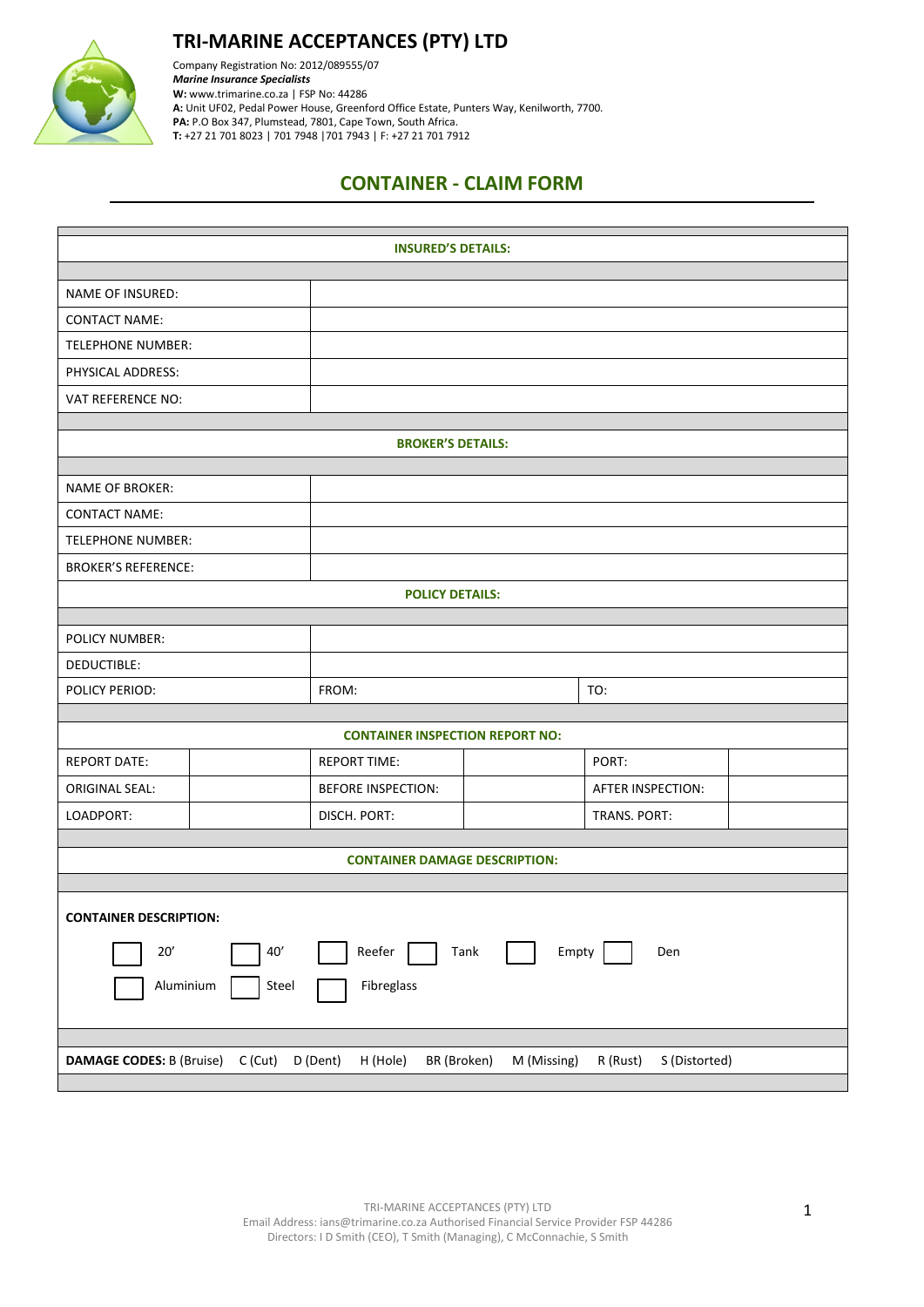# TRI-MARINE ACCEPTANCES (PTY) LTD

Company Registration No: 2012/089555/07
***Marine Insurance Specialists***
**W:** www.trimarine.co.za | FSP No: 44286
**A:** Unit UF02, Pedal Power House, Greenford Office Estate, Punters Way, Kenilworth, 7700.
**PA:** P.O Box 347, Plumstead, 7801, Cape Town, South Africa.
**T:** +27 21 701 8023 | 701 7948 |701 7943 | F: +27 21 701 7912

## CONTAINER - CLAIM FORM

| | |
|---|---|
| **INSURED'S DETAILS:** | |
| NAME OF INSURED: | |
| CONTACT NAME: | |
| TELEPHONE NUMBER: | |
| PHYSICAL ADDRESS: | |
| VAT REFERENCE NO: | |
| **BROKER'S DETAILS:** | |
| NAME OF BROKER: | |
| CONTACT NAME: | |
| TELEPHONE NUMBER: | |
| BROKER'S REFERENCE: | |
| **POLICY DETAILS:** | |
| POLICY NUMBER: | |
| DEDUCTIBLE: | |
| POLICY PERIOD: | FROM: TO: |

| | | | | | |
|---|---|---|---|---|---|
| **CONTAINER INSPECTION REPORT NO:** | | | | | |
| REPORT DATE: | | REPORT TIME: | | PORT: | |
| ORIGINAL SEAL: | | BEFORE INSPECTION: | | AFTER INSPECTION: | |
| LOADPORT: | | DISCH. PORT: | | TRANS. PORT: | |

**CONTAINER DAMAGE DESCRIPTION:**

**CONTAINER DESCRIPTION:**

☐ 20' ☐ 40' ☐ Reefer ☐ Tank ☐ Empty ☐ Den

☐ Aluminium ☐ Steel ☐ Fibreglass

**DAMAGE CODES:** B (Bruise) C (Cut) D (Dent) H (Hole) BR (Broken) M (Missing) R (Rust) S (Distorted)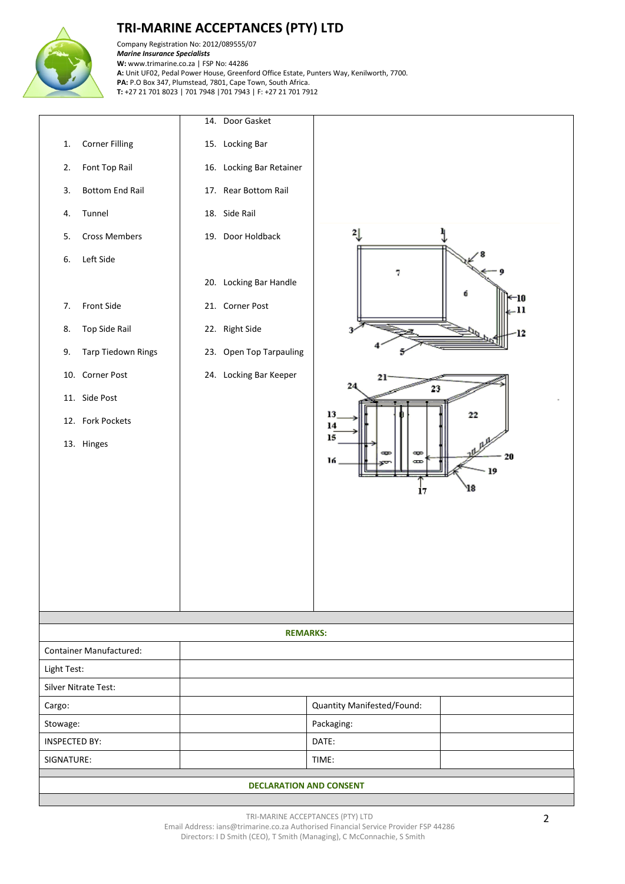# TRI-MARINE ACCEPTANCES (PTY) LTD

Company Registration No: 2012/089555/07
***Marine Insurance Specialists***
**W:** www.trimarine.co.za | FSP No: 44286
**A:** Unit UF02, Pedal Power House, Greenford Office Estate, Punters Way, Kenilworth, 7700.
**PA:** P.O Box 347, Plumstead, 7801, Cape Town, South Africa.
**T:** +27 21 701 8023 | 701 7948 |701 7943 | F: +27 21 701 7912

1. Corner Filling
2. Font Top Rail
3. Bottom End Rail
4. Tunnel
5. Cross Members
6. Left Side
7. Front Side
8. Top Side Rail
9. Tarp Tiedown Rings
10. Corner Post
11. Side Post
12. Fork Pockets
13. Hinges
14. Door Gasket
15. Locking Bar
16. Locking Bar Retainer
17. Rear Bottom Rail
18. Side Rail
19. Door Holdback
20. Locking Bar Handle
21. Corner Post
22. Right Side
23. Open Top Tarpauling
24. Locking Bar Keeper

2 1 7 8 9 6 10 11 3 4 5 12

21 24 23 22 13 14 15 16 20 19 17 18

**REMARKS:**

| | | | |
|---|---|---|---|
| Container Manufactured: | | | |
| Light Test: | | | |
| Silver Nitrate Test: | | | |
| Cargo: | | Quantity Manifested/Found: | |
| Stowage: | | Packaging: | |
| INSPECTED BY: | | DATE: | |
| SIGNATURE: | | TIME: | |

**DECLARATION AND CONSENT**

TRI-MARINE ACCEPTANCES (PTY) LTD
Email Address: ians@trimarine.co.za Authorised Financial Service Provider FSP 44286
Directors: I D Smith (CEO), T Smith (Managing), C McConnachie, S Smith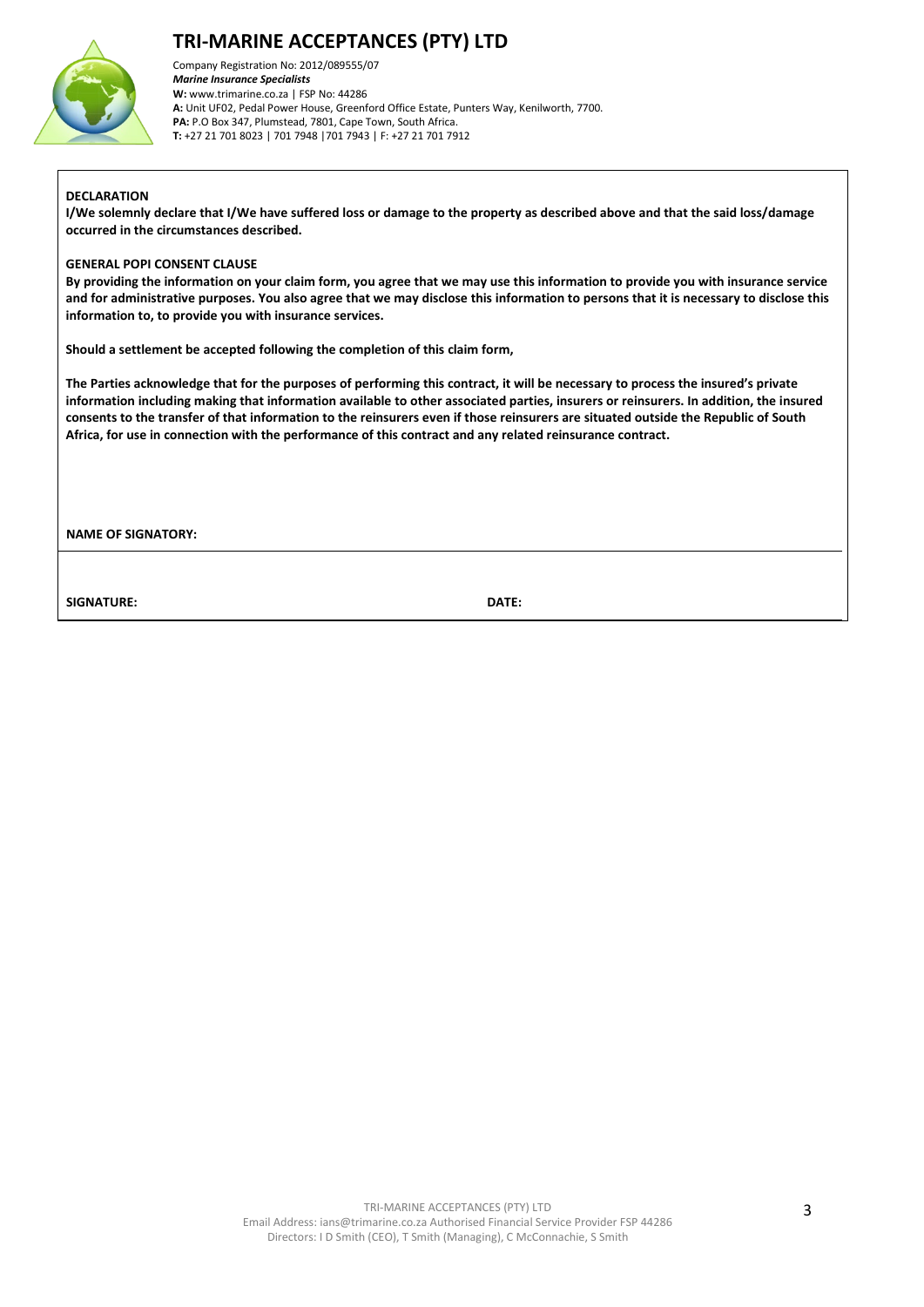# TRI-MARINE ACCEPTANCES (PTY) LTD

Company Registration No: 2012/089555/07
***Marine Insurance Specialists***
**W:** www.trimarine.co.za | FSP No: 44286
**A:** Unit UF02, Pedal Power House, Greenford Office Estate, Punters Way, Kenilworth, 7700.
**PA:** P.O Box 347, Plumstead, 7801, Cape Town, South Africa.
**T:** +27 21 701 8023 | 701 7948 |701 7943 | F: +27 21 701 7912

**DECLARATION**

**I/We solemnly declare that I/We have suffered loss or damage to the property as described above and that the said loss/damage occurred in the circumstances described.**

**GENERAL POPI CONSENT CLAUSE**

**By providing the information on your claim form, you agree that we may use this information to provide you with insurance service and for administrative purposes. You also agree that we may disclose this information to persons that it is necessary to disclose this information to, to provide you with insurance services.**

**Should a settlement be accepted following the completion of this claim form,**

**The Parties acknowledge that for the purposes of performing this contract, it will be necessary to process the insured's private information including making that information available to other associated parties, insurers or reinsurers. In addition, the insured consents to the transfer of that information to the reinsurers even if those reinsurers are situated outside the Republic of South Africa, for use in connection with the performance of this contract and any related reinsurance contract.**

**NAME OF SIGNATORY:**

**SIGNATURE:** **DATE:**

TRI-MARINE ACCEPTANCES (PTY) LTD
Email Address: ians@trimarine.co.za Authorised Financial Service Provider FSP 44286
Directors: I D Smith (CEO), T Smith (Managing), C McConnachie, S Smith